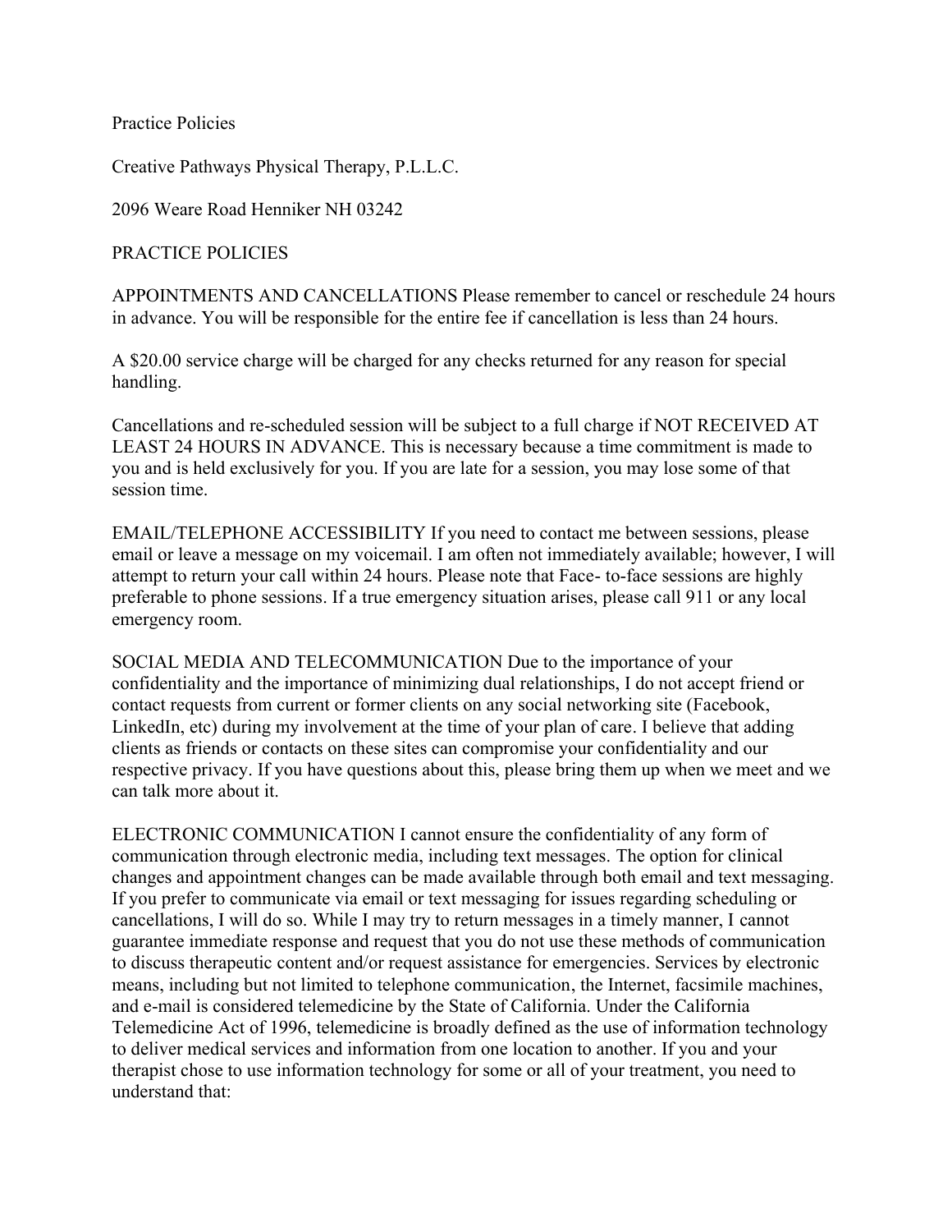Practice Policies

Creative Pathways Physical Therapy, P.L.L.C.

2096 Weare Road Henniker NH 03242

# PRACTICE POLICIES

**APPOINTMENTS AND CANCELLATIONS** Please remember to cancel or reschedule 24 hours in advance. You will be responsible for the entire fee if cancellation is less than 24 hours.

A $20.00 service charge will be charged for any checks returned for any reason for special handling.

Cancellations and re-scheduled session will be subject to a full charge if NOT RECEIVED AT LEAST 24 HOURS IN ADVANCE. This is necessary because a time commitment is made to you and is held exclusively for you. If you are late for a session, you may lose some of that session time.

**EMAIL/TELEPHONE ACCESSIBILITY** If you need to contact me between sessions, please email or leave a message on my voicemail. I am often not immediately available; however, I will attempt to return your call within 24 hours. Please note that Face- to-face sessions are highly preferable to phone sessions. If a true emergency situation arises, please call 911 or any local emergency room.

**SOCIAL MEDIA AND TELECOMMUNICATION** Due to the importance of your confidentiality and the importance of minimizing dual relationships, I do not accept friend or contact requests from current or former clients on any social networking site (Facebook, LinkedIn, etc) during my involvement at the time of your plan of care. I believe that adding clients as friends or contacts on these sites can compromise your confidentiality and our respective privacy. If you have questions about this, please bring them up when we meet and we can talk more about it.

**ELECTRONIC COMMUNICATION** I cannot ensure the confidentiality of any form of communication through electronic media, including text messages. The option for clinical changes and appointment changes can be made available through both email and text messaging. If you prefer to communicate via email or text messaging for issues regarding scheduling or cancellations, I will do so. While I may try to return messages in a timely manner, I cannot guarantee immediate response and request that you do not use these methods of communication to discuss therapeutic content and/or request assistance for emergencies. Services by electronic means, including but not limited to telephone communication, the Internet, facsimile machines, and e-mail is considered telemedicine by the State of California. Under the California Telemedicine Act of 1996, telemedicine is broadly defined as the use of information technology to deliver medical services and information from one location to another. If you and your therapist chose to use information technology for some or all of your treatment, you need to understand that: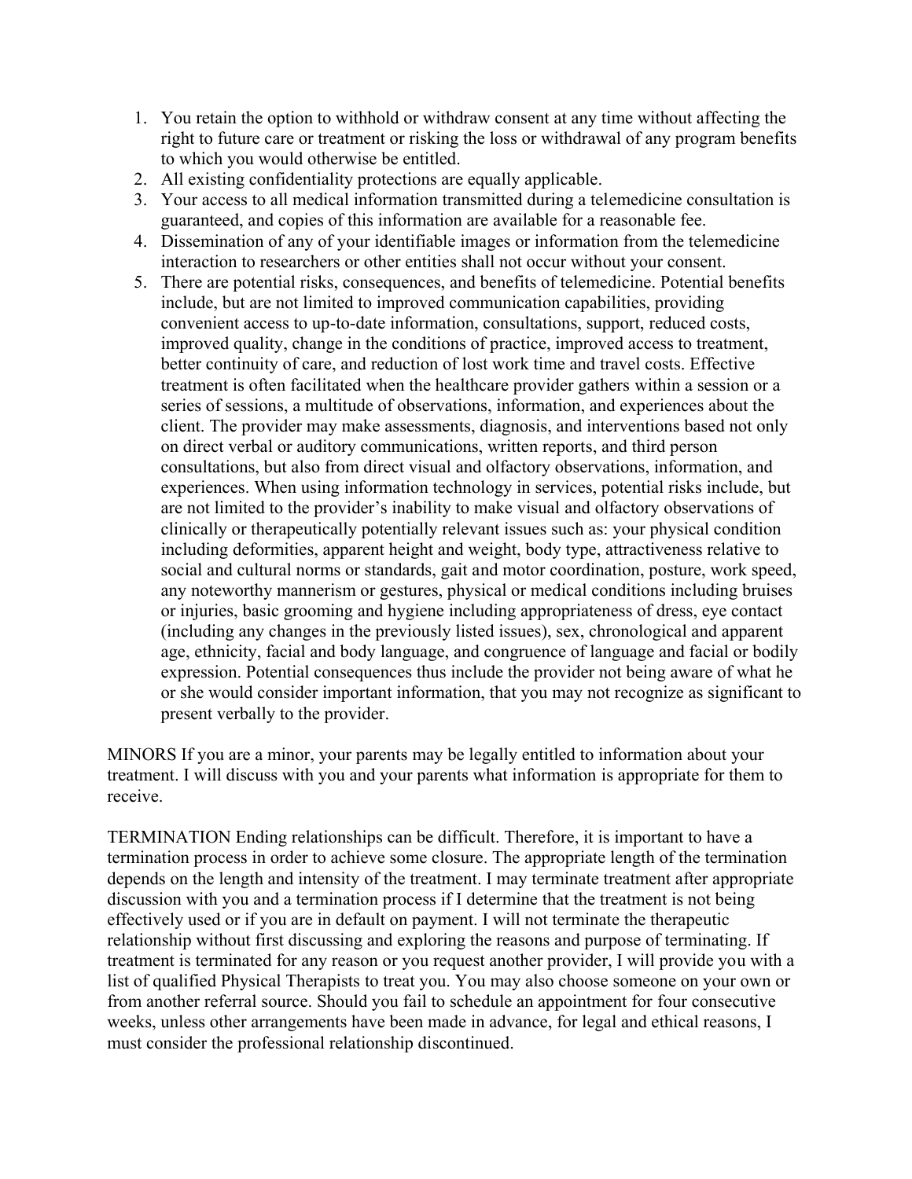1. You retain the option to withhold or withdraw consent at any time without affecting the right to future care or treatment or risking the loss or withdrawal of any program benefits to which you would otherwise be entitled.
2. All existing confidentiality protections are equally applicable.
3. Your access to all medical information transmitted during a telemedicine consultation is guaranteed, and copies of this information are available for a reasonable fee.
4. Dissemination of any of your identifiable images or information from the telemedicine interaction to researchers or other entities shall not occur without your consent.
5. There are potential risks, consequences, and benefits of telemedicine. Potential benefits include, but are not limited to improved communication capabilities, providing convenient access to up-to-date information, consultations, support, reduced costs, improved quality, change in the conditions of practice, improved access to treatment, better continuity of care, and reduction of lost work time and travel costs. Effective treatment is often facilitated when the healthcare provider gathers within a session or a series of sessions, a multitude of observations, information, and experiences about the client. The provider may make assessments, diagnosis, and interventions based not only on direct verbal or auditory communications, written reports, and third person consultations, but also from direct visual and olfactory observations, information, and experiences. When using information technology in services, potential risks include, but are not limited to the provider's inability to make visual and olfactory observations of clinically or therapeutically potentially relevant issues such as: your physical condition including deformities, apparent height and weight, body type, attractiveness relative to social and cultural norms or standards, gait and motor coordination, posture, work speed, any noteworthy mannerism or gestures, physical or medical conditions including bruises or injuries, basic grooming and hygiene including appropriateness of dress, eye contact (including any changes in the previously listed issues), sex, chronological and apparent age, ethnicity, facial and body language, and congruence of language and facial or bodily expression. Potential consequences thus include the provider not being aware of what he or she would consider important information, that you may not recognize as significant to present verbally to the provider.

MINORS If you are a minor, your parents may be legally entitled to information about your treatment. I will discuss with you and your parents what information is appropriate for them to receive.

TERMINATION Ending relationships can be difficult. Therefore, it is important to have a termination process in order to achieve some closure. The appropriate length of the termination depends on the length and intensity of the treatment. I may terminate treatment after appropriate discussion with you and a termination process if I determine that the treatment is not being effectively used or if you are in default on payment. I will not terminate the therapeutic relationship without first discussing and exploring the reasons and purpose of terminating. If treatment is terminated for any reason or you request another provider, I will provide you with a list of qualified Physical Therapists to treat you. You may also choose someone on your own or from another referral source. Should you fail to schedule an appointment for four consecutive weeks, unless other arrangements have been made in advance, for legal and ethical reasons, I must consider the professional relationship discontinued.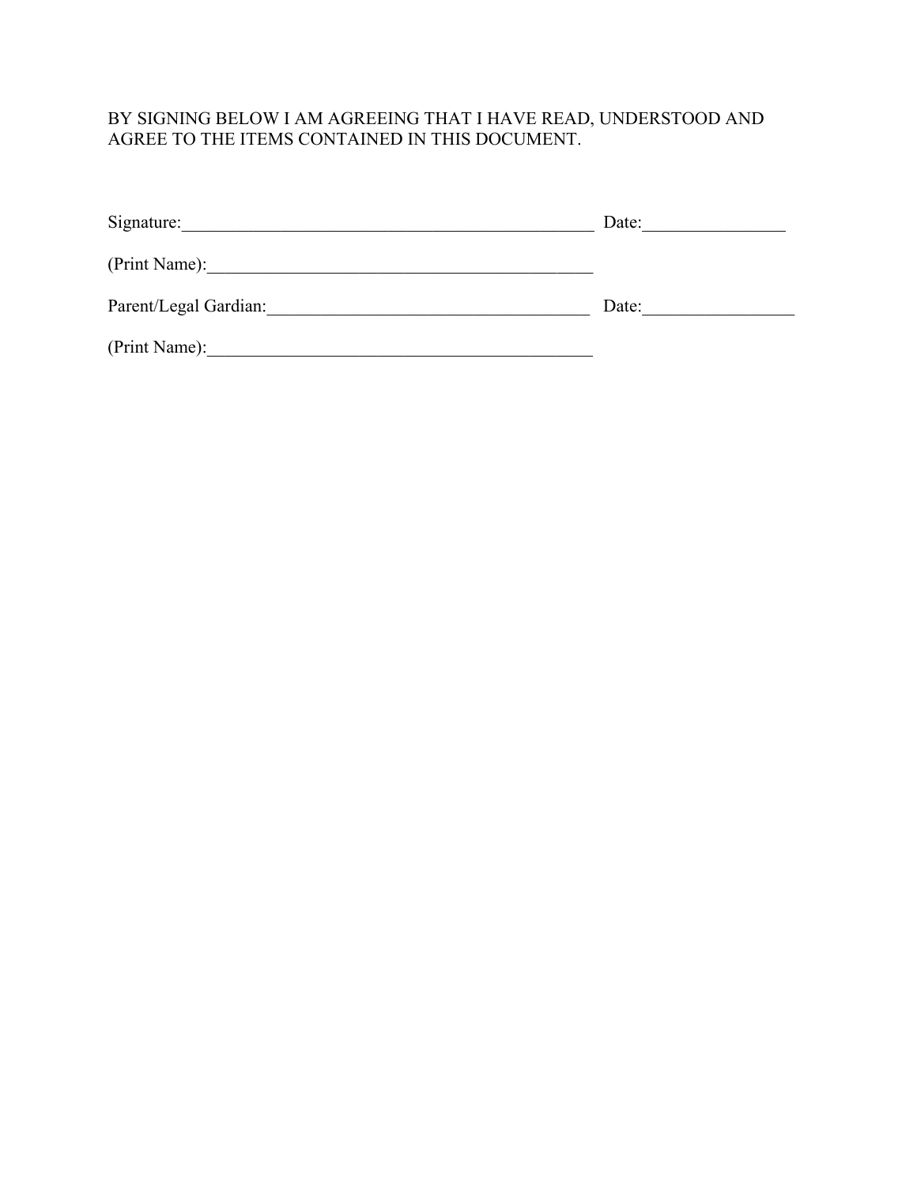BY SIGNING BELOW I AM AGREEING THAT I HAVE READ, UNDERSTOOD AND AGREE TO THE ITEMS CONTAINED IN THIS DOCUMENT.

Signature:_______________________________________________ Date:________________

(Print Name):____________________________________________

Parent/Legal Gardian:_____________________________________ Date:_________________

(Print Name):____________________________________________